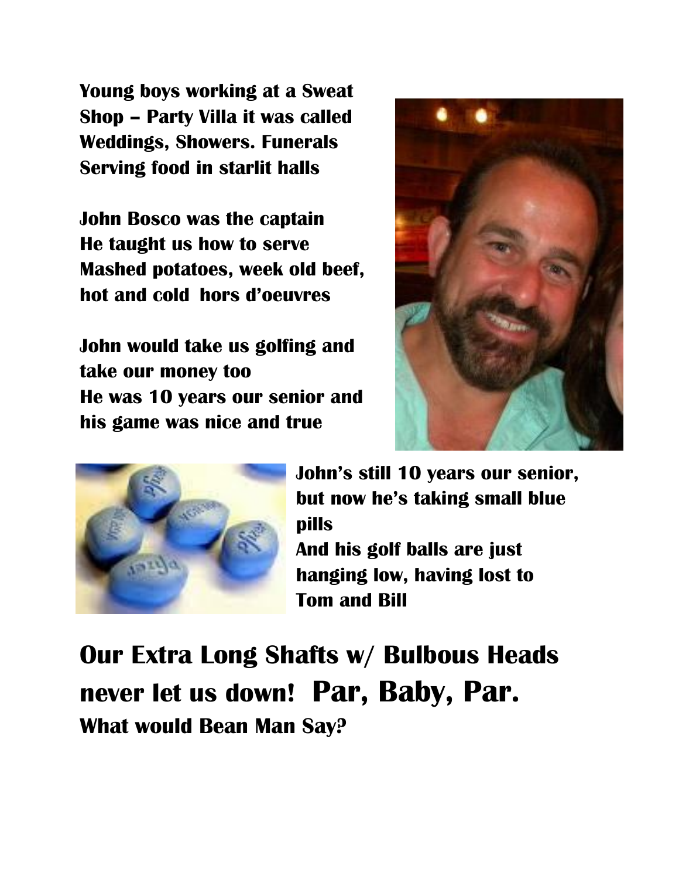Young boys working at a Sweat Shop – Party Villa it was called
Weddings, Showers. Funerals
Serving food in starlit halls

John Bosco was the captain
He taught us how to serve
Mashed potatoes, week old beef,
hot and cold hors d'oeuvres

John would take us golfing and take our money too
He was 10 years our senior and his game was nice and true

John's still 10 years our senior, but now he's taking small blue pills
And his golf balls are just hanging low, having lost to Tom and Bill

**Our Extra Long Shafts w/ Bulbous Heads never let us down! Par, Baby, Par.**

**What would Bean Man Say?**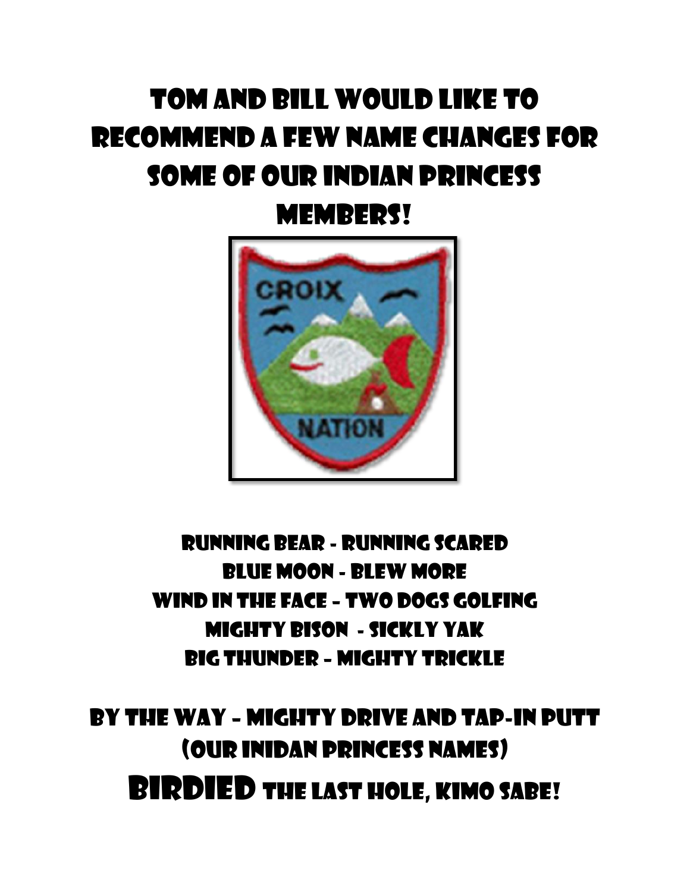# Tom and Bill would like to recommend a few name changes for some of our Indian Princess members!

Running Bear - Running Scared

Blue Moon - Blew More

Wind in the Face – Two Dogs Golfing

Mighty Bison - Sickly Yak

Big Thunder – Mighty Trickle

## By the way – Mighty Drive and Tap-in Putt (our Inidan Princess names)

## **BIRDIED** the last hole, Kimo Sabe!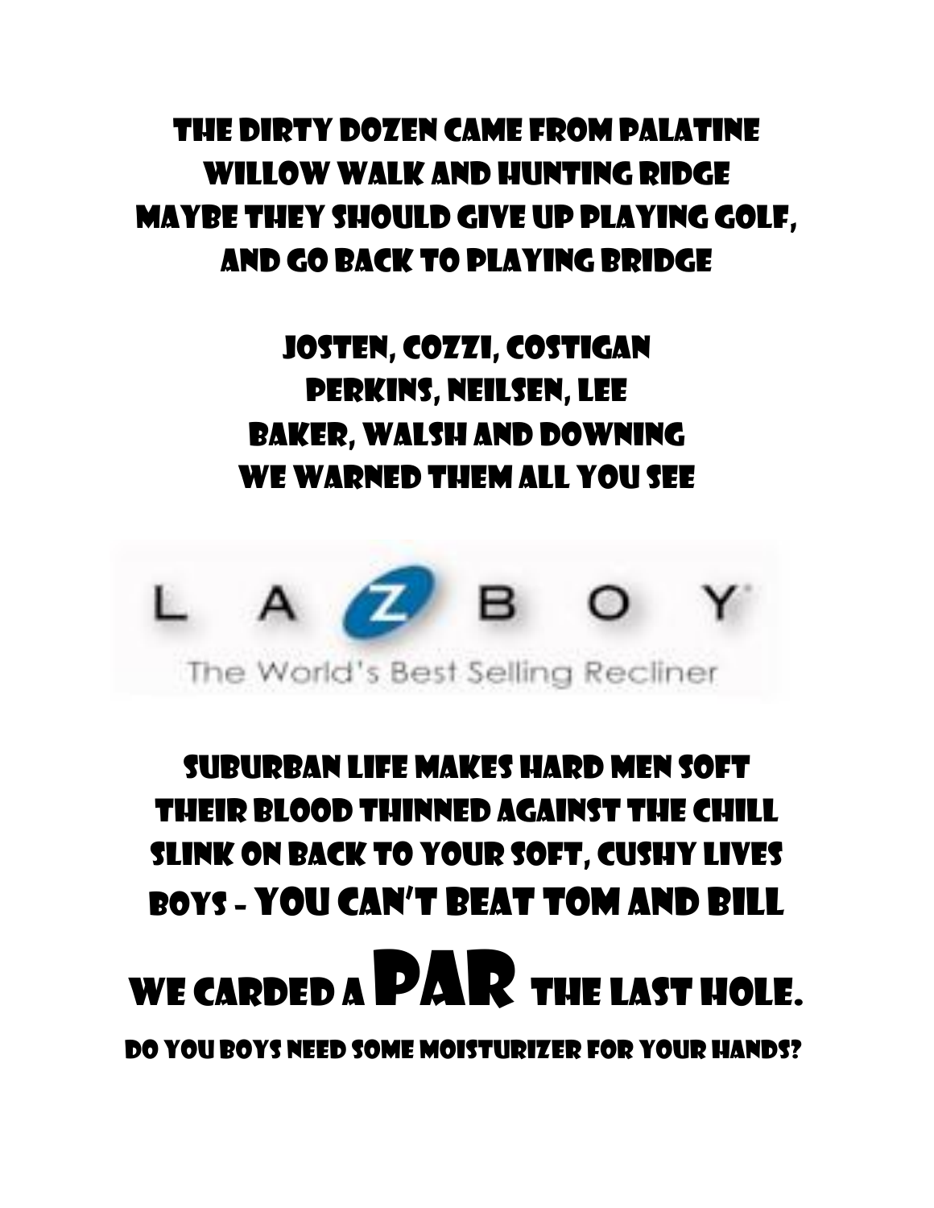The Dirty Dozen came from Palatine
Willow Walk and Hunting Ridge
Maybe they should give up playing golf,
and go back to playing bridge

Josten, Cozzi, Costigan
Perkins, Neilsen, Lee
Baker, Walsh and Downing
We warned them all you see

L A Z B O Y

The World's Best Selling Recliner

Suburban life makes hard men soft
Their blood thinned against the chill
Slink on back to your soft, cushy lives
boys - You can't beat Tom and Bill

# We carded a PAR the last hole.

Do you boys need some moisturizer for your hands?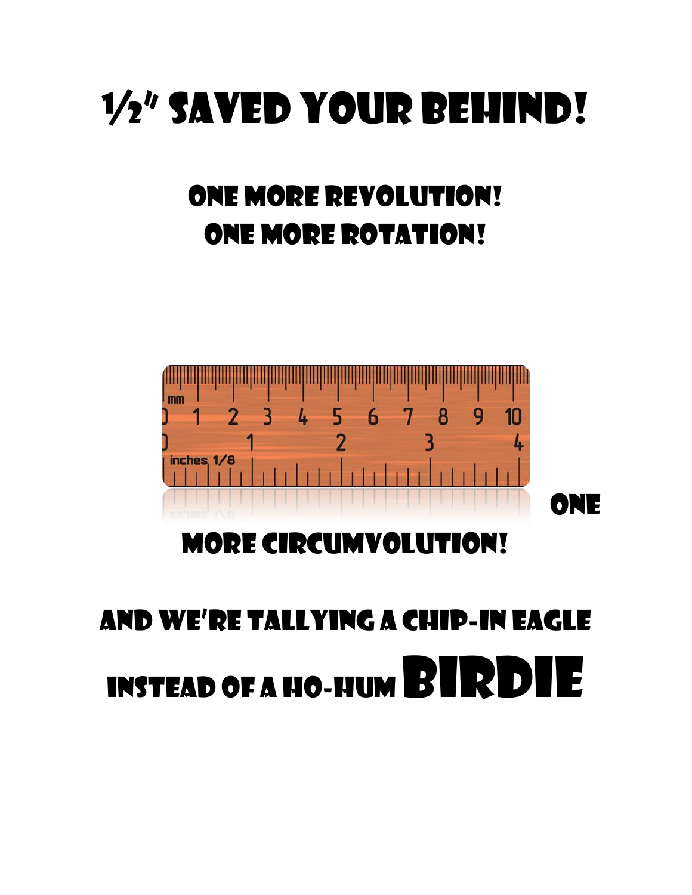# ½" SAVED YOUR BEHIND!

## ONE MORE REVOLUTION!
## ONE MORE ROTATION!

ONE MORE CIRCUMVOLUTION!

## AND WE'RE TALLYING A CHIP-IN EAGLE INSTEAD OF A HO-HUM BIRDIE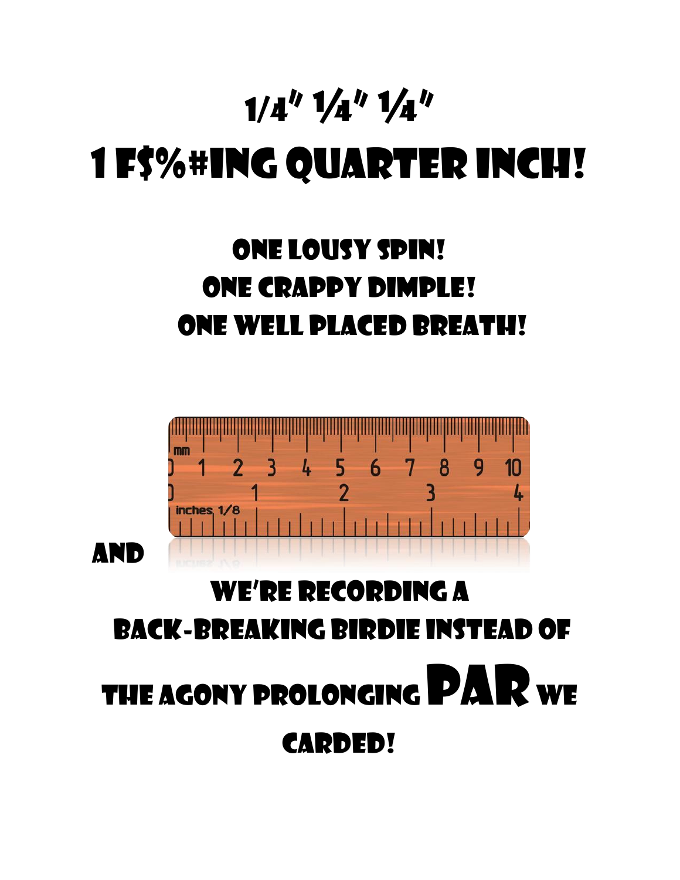# 1/4" ¼" ¼"

# 1 F$%#ING QUARTER INCH!

## ONE LOUSY SPIN!
## ONE CRAPPY DIMPLE!
## ONE WELL PLACED BREATH!

AND

## WE'RE RECORDING A BACK-BREAKING BIRDIE INSTEAD OF THE AGONY PROLONGING **PAR** WE CARDED!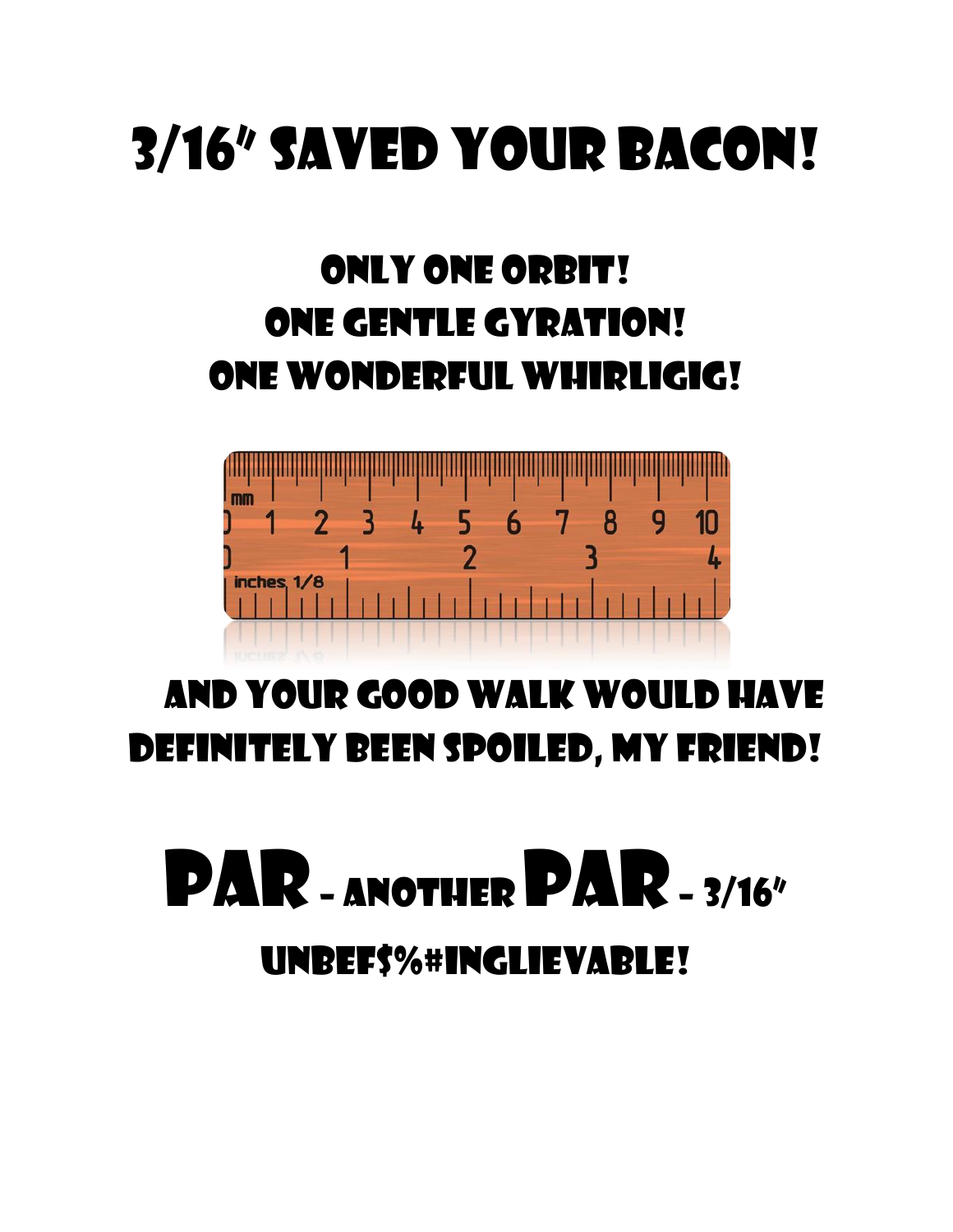# 3/16" SAVED YOUR BACON!

## ONLY ONE ORBIT!
## ONE GENTLE GYRATION!
## ONE WONDERFUL WHIRLIGIG!

## AND YOUR GOOD WALK WOULD HAVE DEFINITELY BEEN SPOILED, MY FRIEND!

# PAR – ANOTHER PAR – 3/16"

## UNBEF$%#INGLIEVABLE!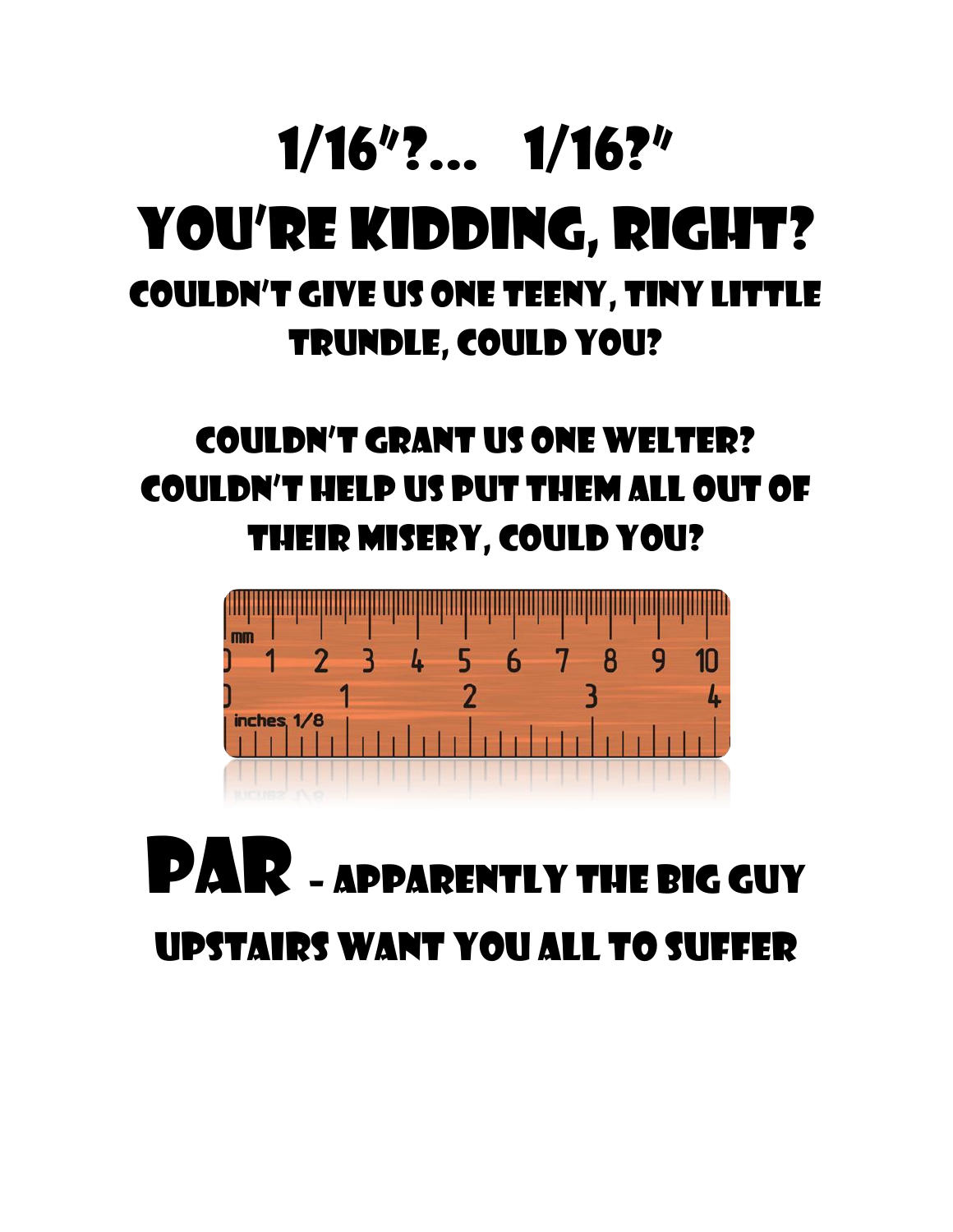# 1/16"?… 1/16?"

# You're Kidding, Right?

## Couldn't give us one teeny, tiny little trundle, could you?

## Couldn't grant us one welter? Couldn't help us put them all out of their misery, could you?

# PAR - Apparently the big guy upstairs want you all to suffer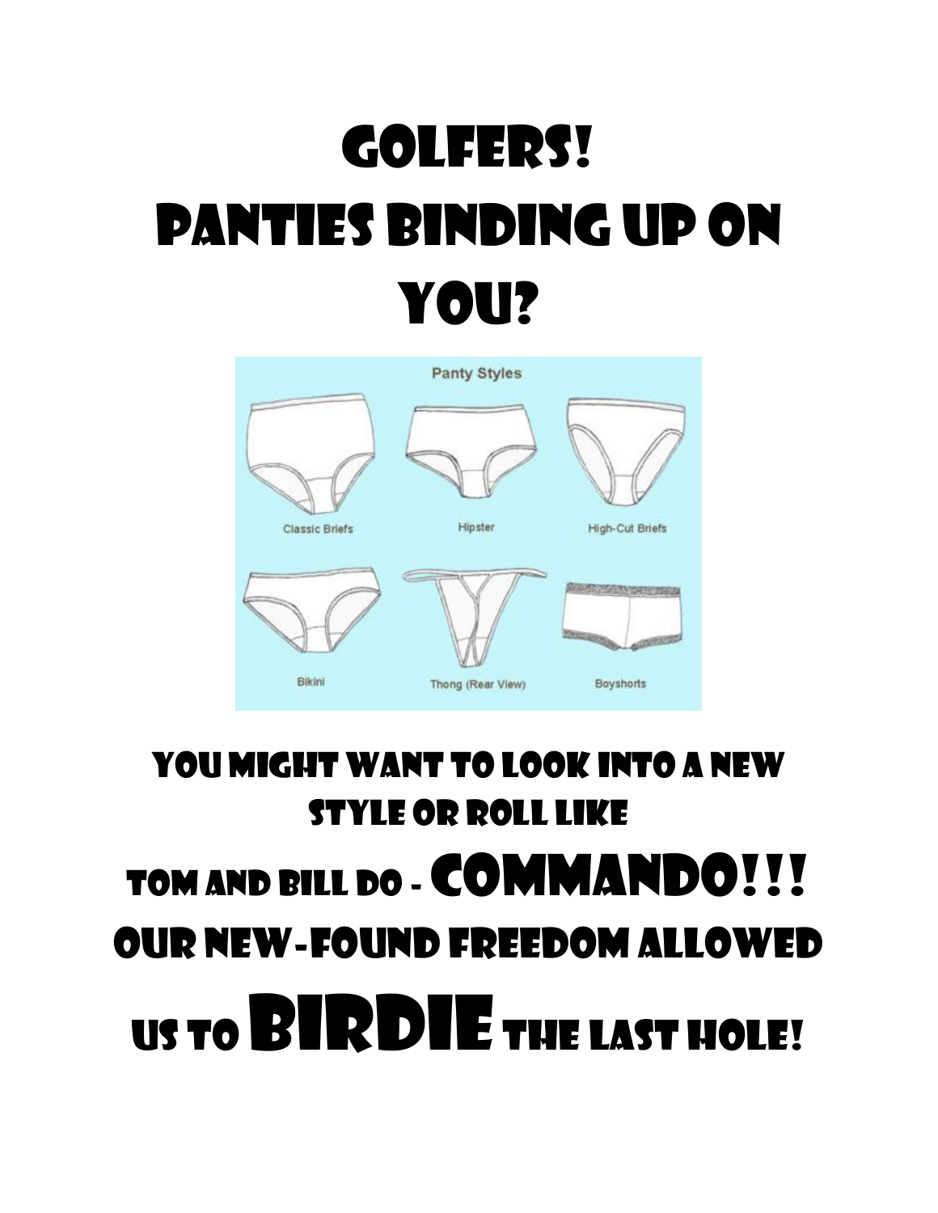# GOLFERS!
# PANTIES BINDING UP ON YOU?

Panty Styles

Classic Briefs

Hipster

High-Cut Briefs

Bikini

Thong (Rear View)

Boyshorts

## YOU MIGHT WANT TO LOOK INTO A NEW STYLE OR ROLL LIKE

## TOM AND BILL DO - COMMANDO!!!

## OUR NEW-FOUND FREEDOM ALLOWED US TO BIRDIE THE LAST HOLE!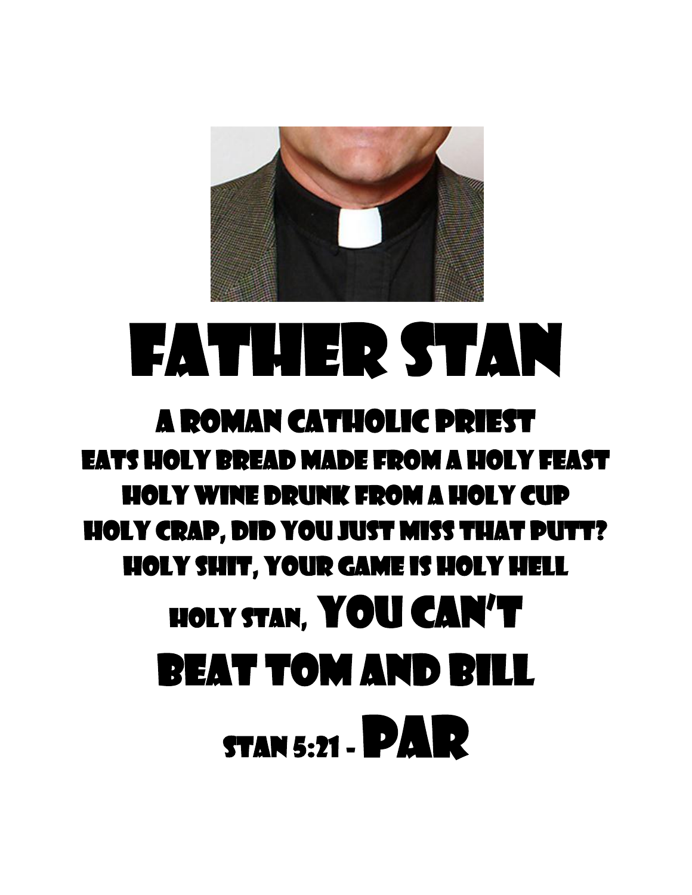# Father Stan

A Roman Catholic Priest
Eats holy bread made from a holy feast
Holy wine drunk from a holy cup
Holy crap, did you just miss that putt?
Holy shit, your game is holy hell
Holy Stan, You can't
Beat Tom and Bill

Stan 5:21 - Par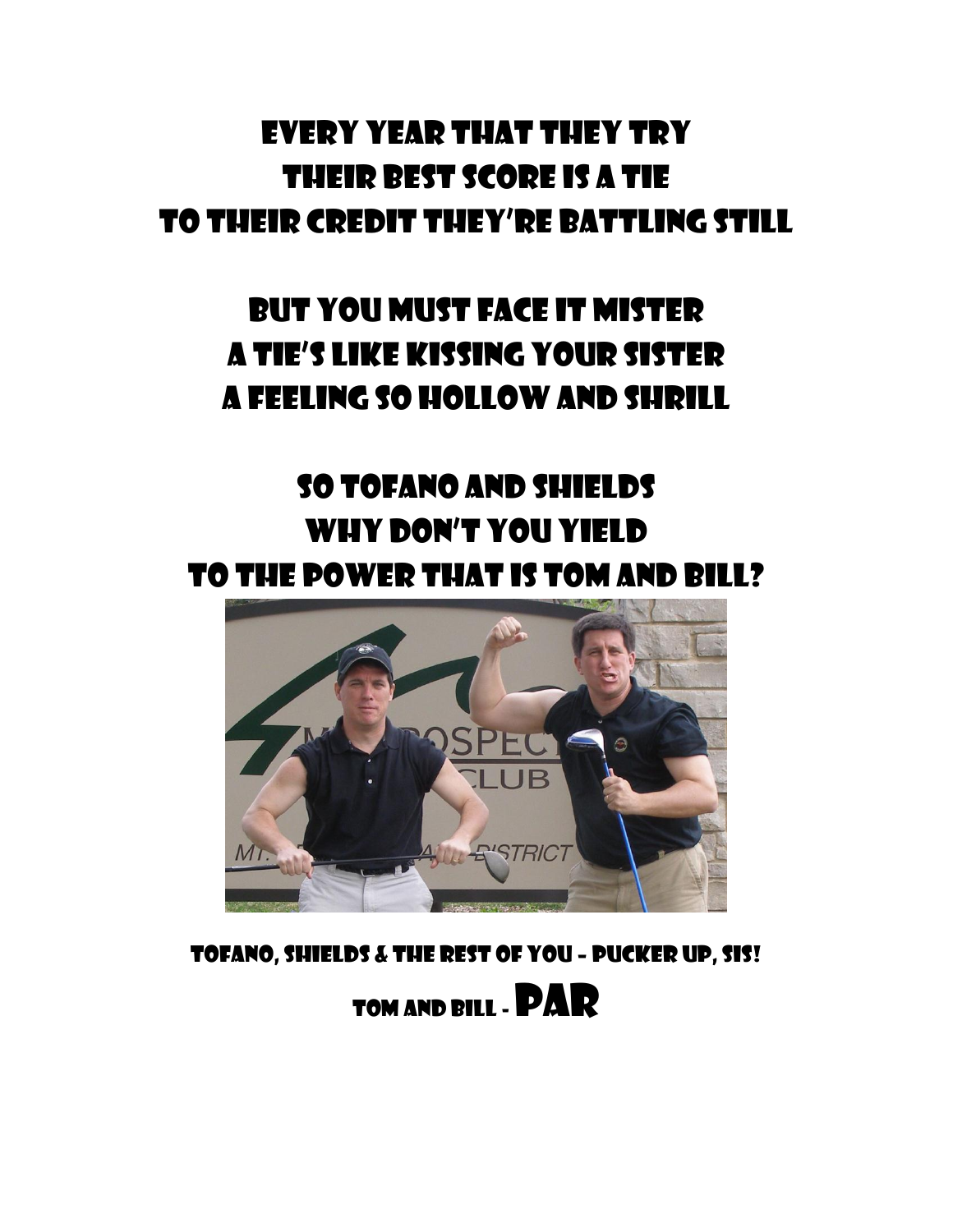Every year that they try
Their best score is a tie
To their credit they're battling still

But you must face it mister
A tie's like kissing your sister
A feeling so hollow and shrill

So Tofano and Shields
Why don't you yield
To the power that is Tom and Bill?

Tofano, Shields & the rest of you – pucker up, sis!

Tom and Bill - **PAR**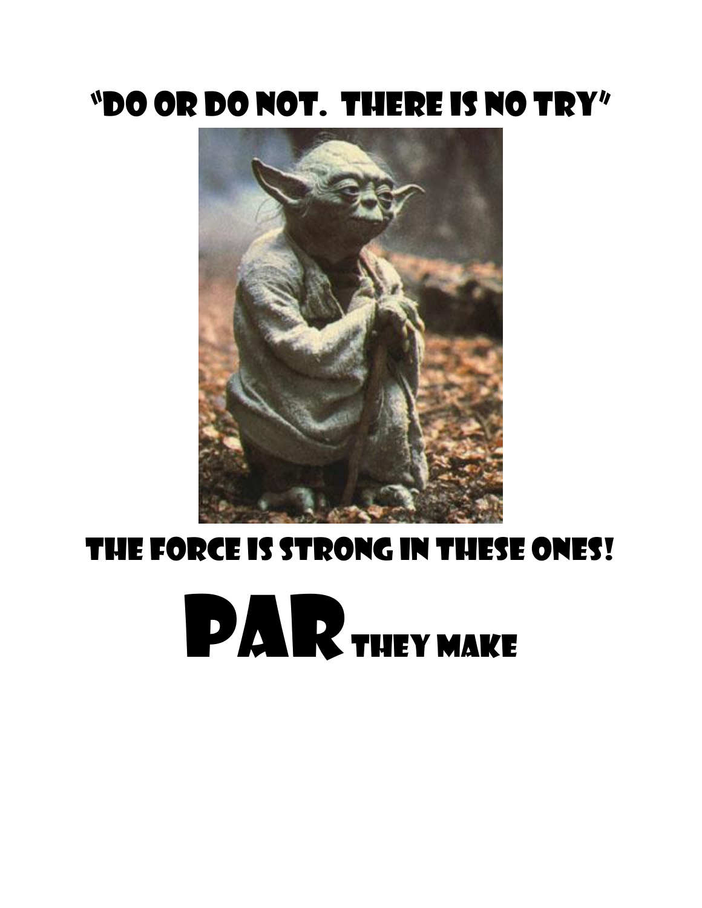# "DO OR DO NOT. THERE IS NO TRY"

## THE FORCE IS STRONG IN THESE ONES!

# PAR THEY MAKE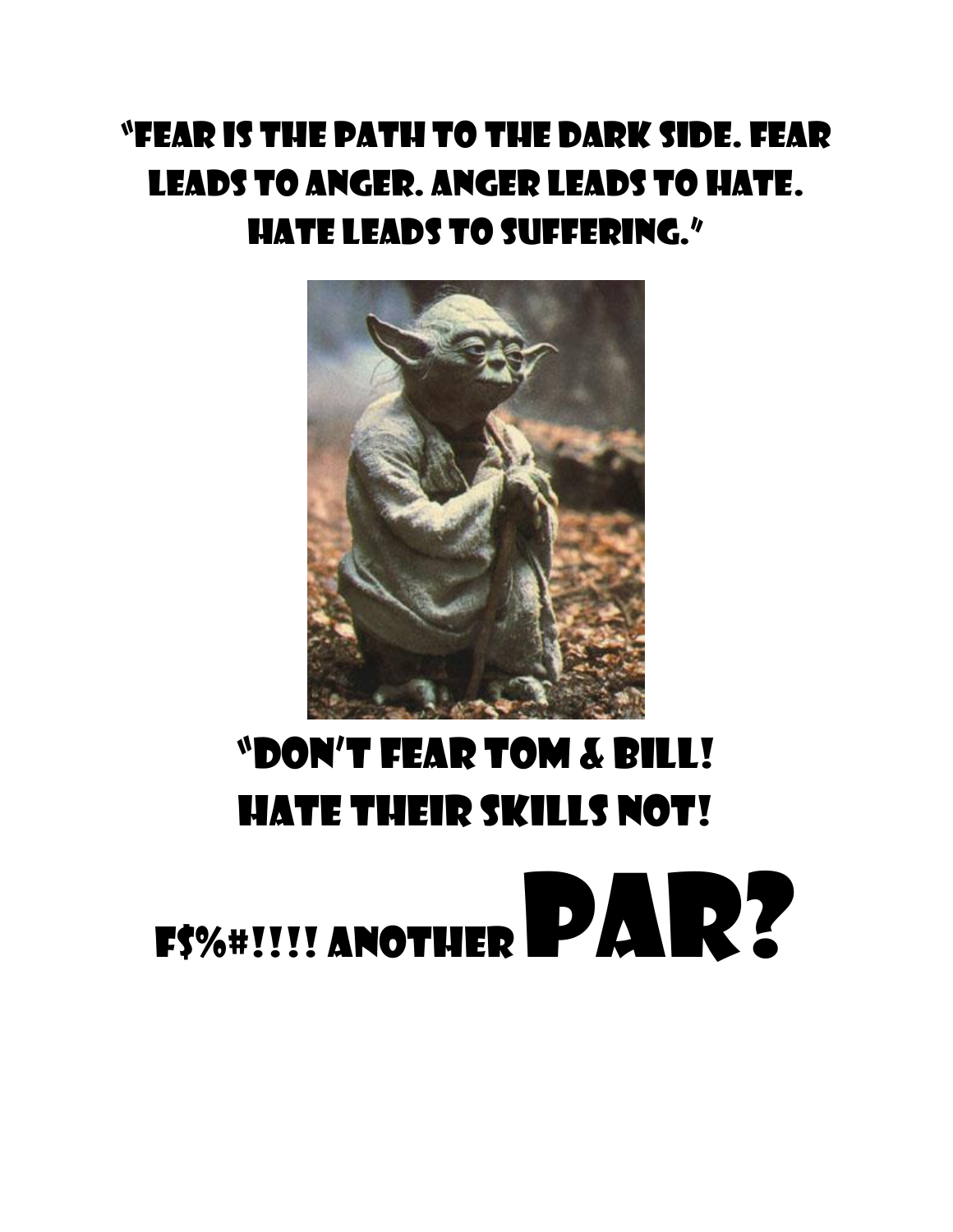"Fear is the path to the dark side. Fear leads to anger. Anger leads to hate. Hate leads to suffering."

"Don't fear Tom & Bill!
Hate their skills not!

F$%#!!!! another **PAR?**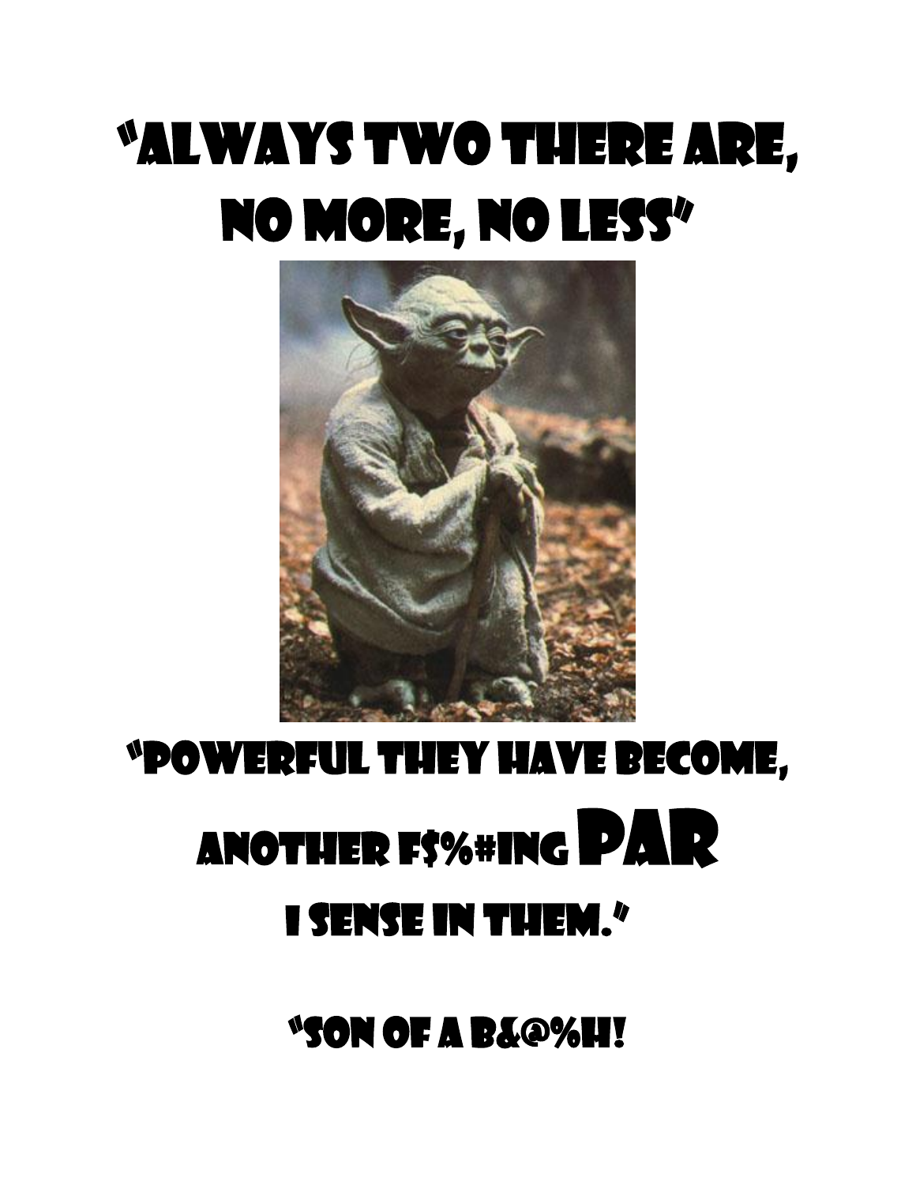# "ALWAYS TWO THERE ARE, NO MORE, NO LESS"

# "POWERFUL THEY HAVE BECOME, ANOTHER F$%#ING PAR I SENSE IN THEM."

## "SON OF A B&@%H!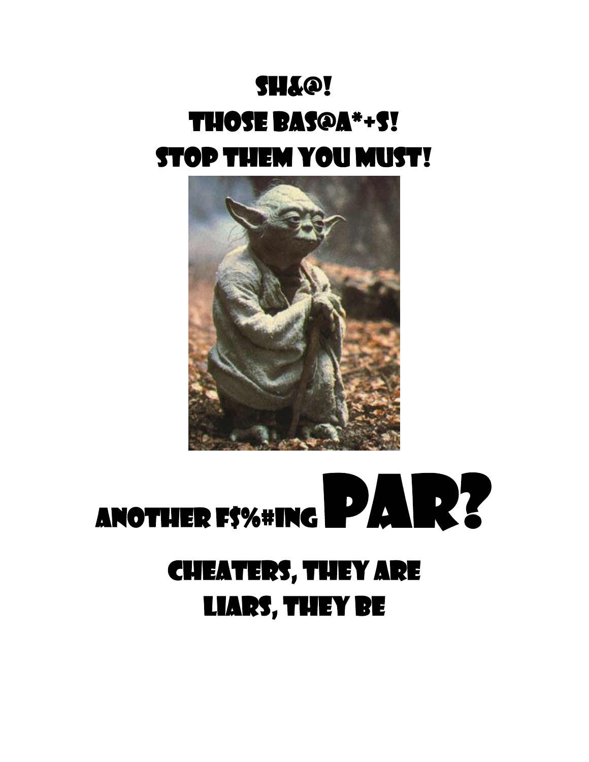# SH&@!

# THOSE BAS@A*+S!

# STOP THEM YOU MUST!

# ANOTHER F$%#ING PAR?

## CHEATERS, THEY ARE

## LIARS, THEY BE